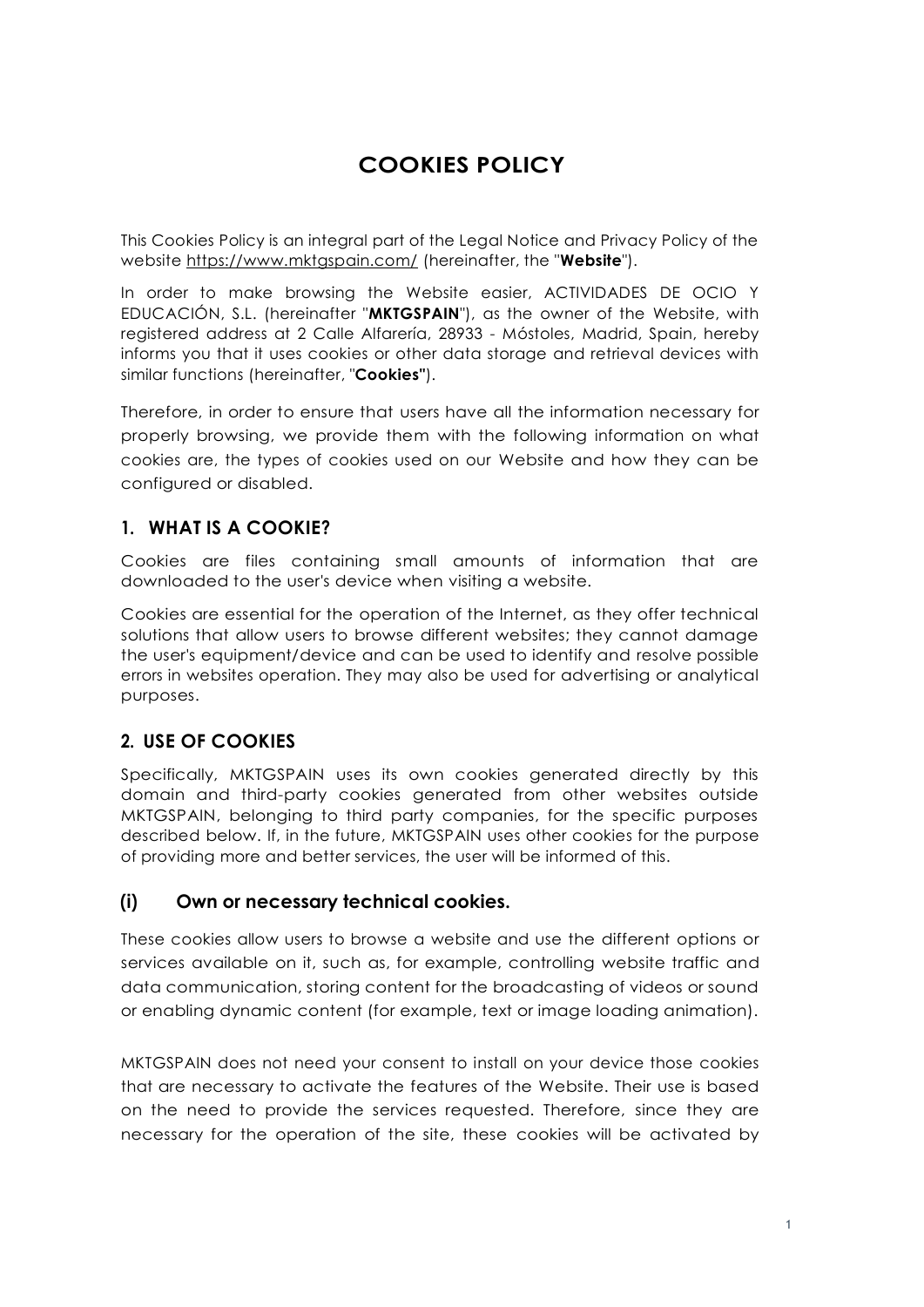# COOKIES POLICY

This Cookies Policy is an integral part of the Legal Notice and Privacy Policy of the website https://www.mktgspain.com/ (hereinafter, the "**Website**").

In order to make browsing the Website easier, ACTIVIDADES DE OCIO Y EDUCACIÓN, S.L. (hereinafter "**MKTGSPAIN**"), as the owner of the Website, with registered address at 2 Calle Alfarería, 28933 - Móstoles, Madrid, Spain, hereby informs you that it uses cookies or other data storage and retrieval devices with similar functions (hereinafter, "**Cookies"**).

Therefore, in order to ensure that users have all the information necessary for properly browsing, we provide them with the following information on what cookies are, the types of cookies used on our Website and how they can be configured or disabled.

## 1. WHAT IS A COOKIE?

Cookies are files containing small amounts of information that are downloaded to the user's device when visiting a website.

Cookies are essential for the operation of the Internet, as they offer technical solutions that allow users to browse different websites; they cannot damage the user's equipment/device and can be used to identify and resolve possible errors in websites operation. They may also be used for advertising or analytical purposes.

## 2. USE OF COOKIES

Specifically, MKTGSPAIN uses its own cookies generated directly by this domain and third-party cookies generated from other websites outside MKTGSPAIN, belonging to third party companies, for the specific purposes described below. If, in the future, MKTGSPAIN uses other cookies for the purpose of providing more and better services, the user will be informed of this.

### (i) Own or necessary technical cookies.

These cookies allow users to browse a website and use the different options or services available on it, such as, for example, controlling website traffic and data communication, storing content for the broadcasting of videos or sound or enabling dynamic content (for example, text or image loading animation).

MKTGSPAIN does not need your consent to install on your device those cookies that are necessary to activate the features of the Website. Their use is based on the need to provide the services requested. Therefore, since they are necessary for the operation of the site, these cookies will be activated by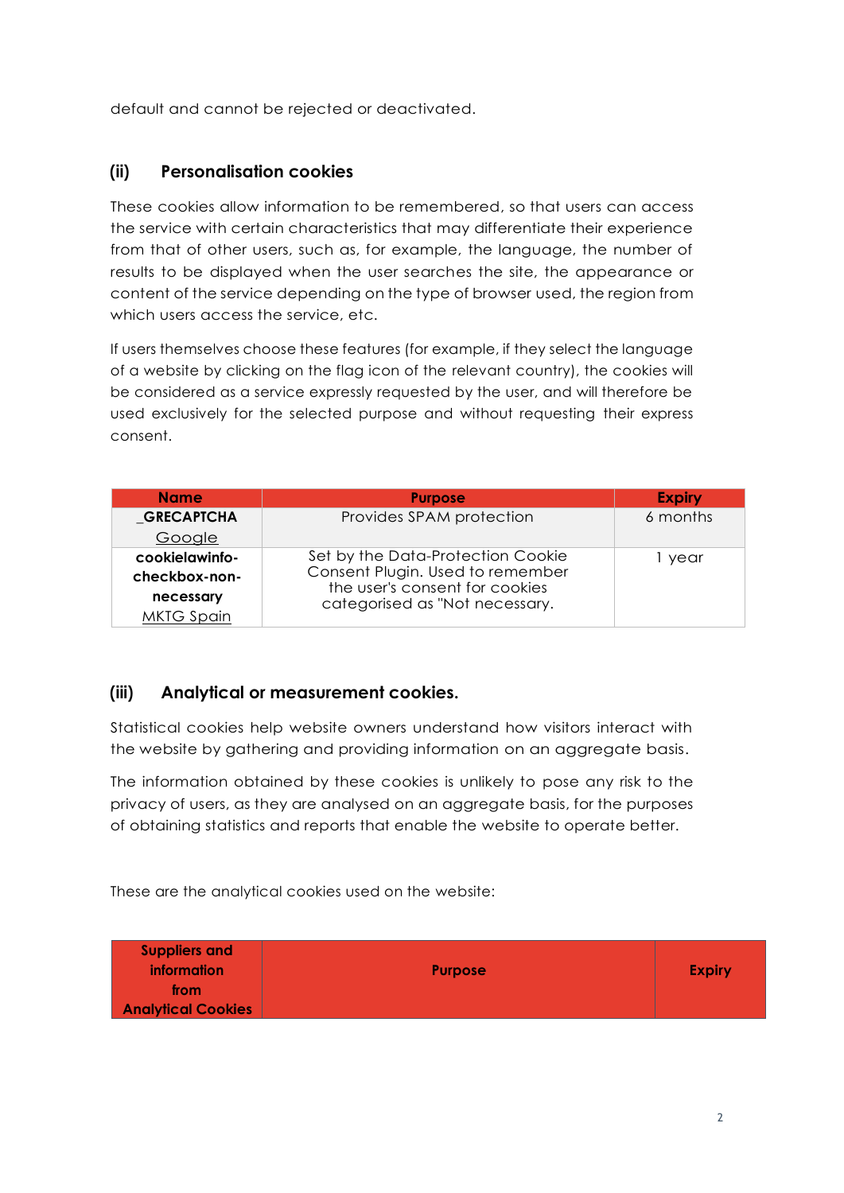default and cannot be rejected or deactivated.

### (ii) Personalisation cookies

These cookies allow information to be remembered, so that users can access the service with certain characteristics that may differentiate their experience from that of other users, such as, for example, the language, the number of results to be displayed when the user searches the site, the appearance or content of the service depending on the type of browser used, the region from which users access the service, etc.

If users themselves choose these features (for example, if they select the language of a website by clicking on the flag icon of the relevant country), the cookies will be considered as a service expressly requested by the user, and will therefore be used exclusively for the selected purpose and without requesting their express consent.

| Name | Purpose | Expiry |
|---|---|---|
| **_GRECAPTCHA** Google | Provides SPAM protection | 6 months |
| **cookielawinfo-checkbox-non-necessary** MKTG Spain | Set by the Data-Protection Cookie Consent Plugin. Used to remember the user's consent for cookies categorised as "Not necessary. | 1 year |

### (iii) Analytical or measurement cookies.

Statistical cookies help website owners understand how visitors interact with the website by gathering and providing information on an aggregate basis.

The information obtained by these cookies is unlikely to pose any risk to the privacy of users, as they are analysed on an aggregate basis, for the purposes of obtaining statistics and reports that enable the website to operate better.

These are the analytical cookies used on the website:

| Suppliers and information from Analytical Cookies | Purpose | Expiry |
|---|---|---|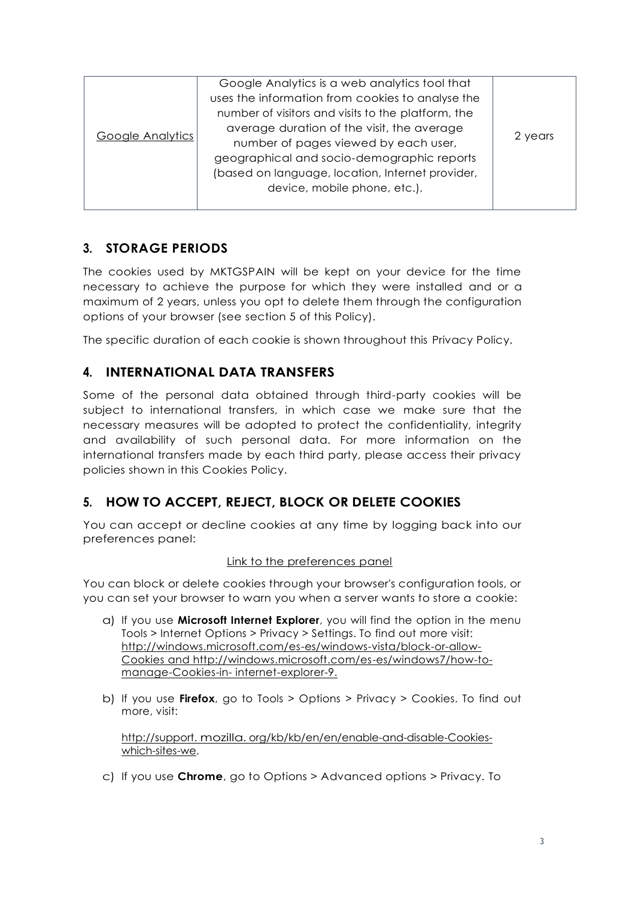| Google Analytics | Google Analytics is a web analytics tool that uses the information from cookies to analyse the number of visitors and visits to the platform, the average duration of the visit, the average number of pages viewed by each user, geographical and socio-demographic reports (based on language, location, Internet provider, device, mobile phone, etc.). | 2 years |
|---|---|---|

## 3. STORAGE PERIODS

The cookies used by MKTGSPAIN will be kept on your device for the time necessary to achieve the purpose for which they were installed and or a maximum of 2 years, unless you opt to delete them through the configuration options of your browser (see section 5 of this Policy).

The specific duration of each cookie is shown throughout this Privacy Policy.

## 4. INTERNATIONAL DATA TRANSFERS

Some of the personal data obtained through third-party cookies will be subject to international transfers, in which case we make sure that the necessary measures will be adopted to protect the confidentiality, integrity and availability of such personal data. For more information on the international transfers made by each third party, please access their privacy policies shown in this Cookies Policy.

## 5. HOW TO ACCEPT, REJECT, BLOCK OR DELETE COOKIES

You can accept or decline cookies at any time by logging back into our preferences panel:

Link to the preferences panel

You can block or delete cookies through your browser's configuration tools, or you can set your browser to warn you when a server wants to store a cookie:

a) If you use **Microsoft Internet Explorer**, you will find the option in the menu Tools > Internet Options > Privacy > Settings. To find out more visit: http://windows.microsoft.com/es-es/windows-vista/block-or-allow-Cookies and http://windows.microsoft.com/es-es/windows7/how-to-manage-Cookies-in- internet-explorer-9.

b) If you use **Firefox**, go to Tools > Options > Privacy > Cookies. To find out more, visit:

   http://support. mozilla. org/kb/kb/en/en/enable-and-disable-Cookies-which-sites-we.

c) If you use **Chrome**, go to Options > Advanced options > Privacy. To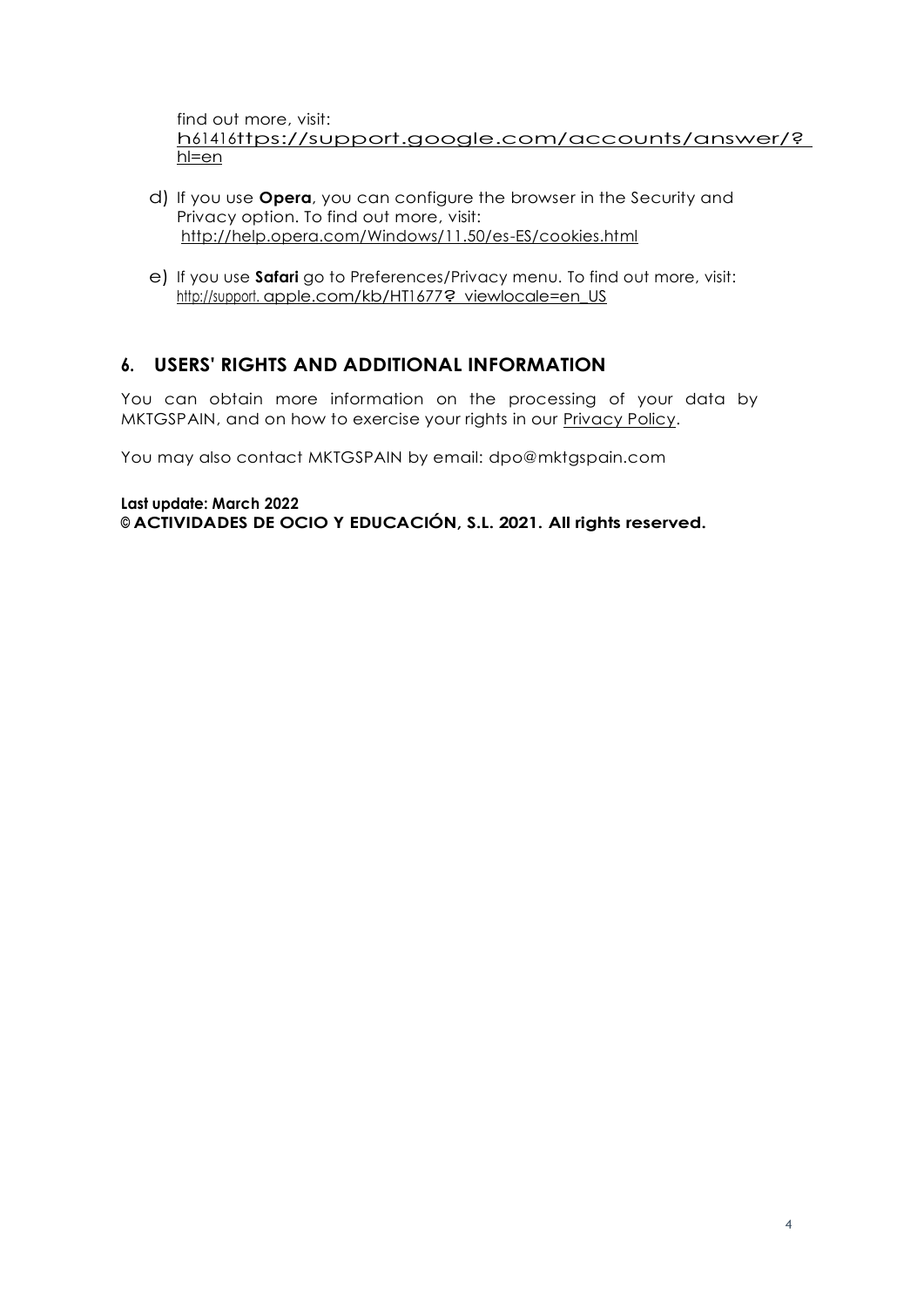find out more, visit:
h61416ttps://support.google.com/accounts/answer/?hl=en

d) If you use **Opera**, you can configure the browser in the Security and Privacy option. To find out more, visit:
http://help.opera.com/Windows/11.50/es-ES/cookies.html

e) If you use **Safari** go to Preferences/Privacy menu. To find out more, visit:
http://support. apple.com/kb/HT1677? viewlocale=en_US

## 6. USERS' RIGHTS AND ADDITIONAL INFORMATION

You can obtain more information on the processing of your data by MKTGSPAIN, and on how to exercise your rights in our Privacy Policy.

You may also contact MKTGSPAIN by email: dpo@mktgspain.com

**Last update: March 2022**
**© ACTIVIDADES DE OCIO Y EDUCACIÓN, S.L. 2021. All rights reserved.**